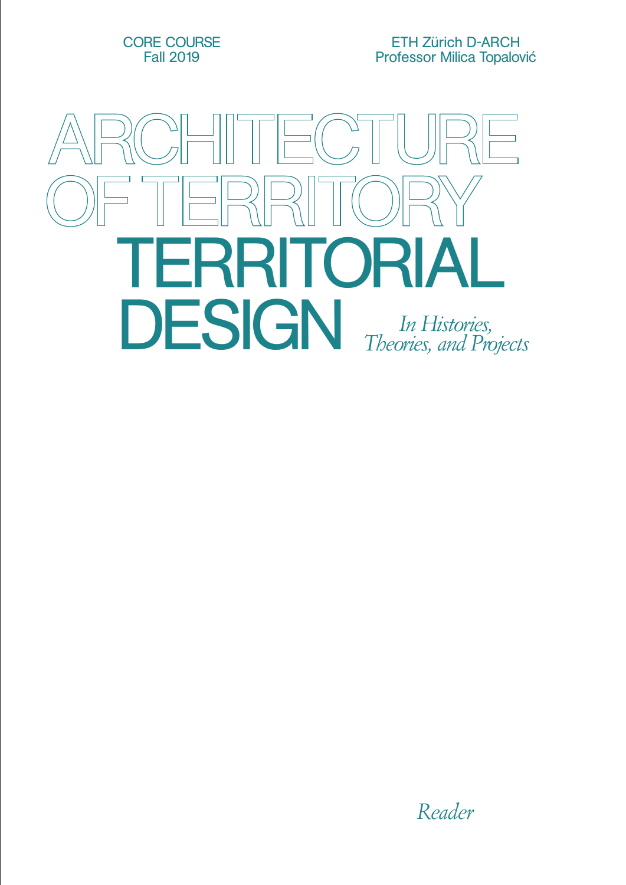CORE COURSE
Fall 2019

ETH Zürich D-ARCH
Professor Milica Topalović

# ARCHITECTURE OF TERRITORY

# TERRITORIAL DESIGN

*In Histories, Theories, and Projects*

*Reader*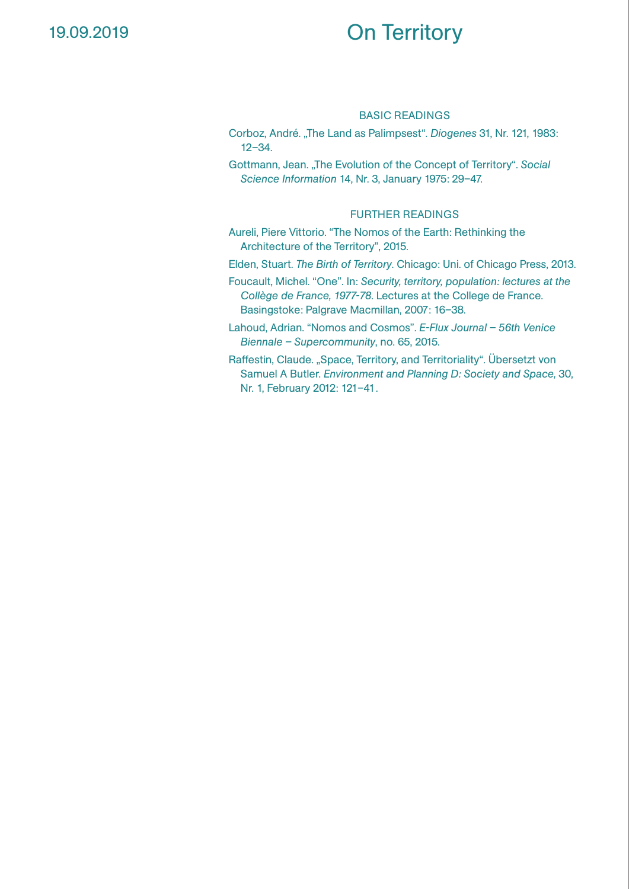19.09.2019

# On Territory

## BASIC READINGS

Corboz, André. „The Land as Palimpsest". *Diogenes* 31, Nr. 121, 1983: 12–34.

Gottmann, Jean. „The Evolution of the Concept of Territory". *Social Science Information* 14, Nr. 3, January 1975: 29–47.

## FURTHER READINGS

Aureli, Piere Vittorio. "The Nomos of the Earth: Rethinking the Architecture of the Territory", 2015.

Elden, Stuart. *The Birth of Territory*. Chicago: Uni. of Chicago Press, 2013.

Foucault, Michel. "One". In: *Security, territory, population: lectures at the Collège de France, 1977-78*. Lectures at the College de France. Basingstoke: Palgrave Macmillan, 2007: 16–38.

Lahoud, Adrian. "Nomos and Cosmos". *E-Flux Journal – 56th Venice Biennale – Supercommunity*, no. 65, 2015.

Raffestin, Claude. „Space, Territory, and Territoriality". Übersetzt von Samuel A Butler. *Environment and Planning D: Society and Space,* 30, Nr. 1, February 2012: 121–41.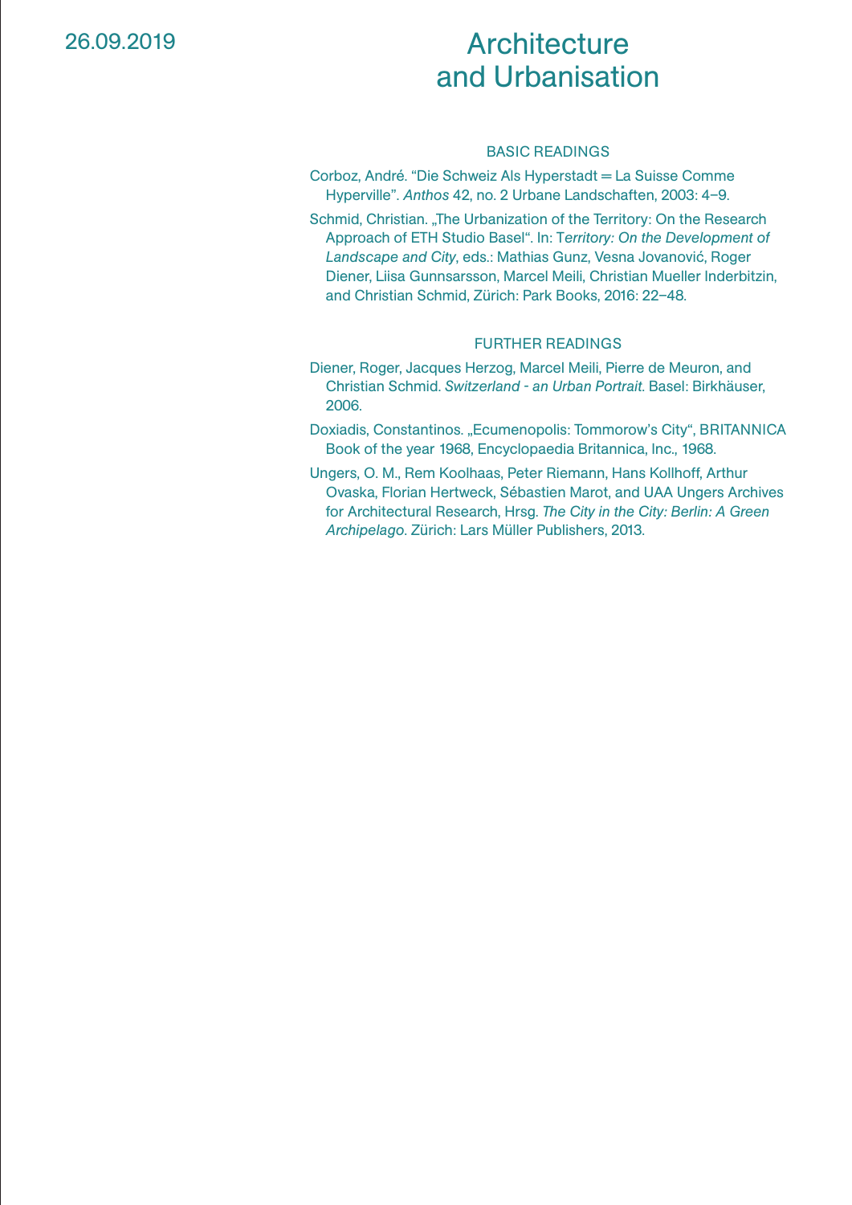26.09.2019

# Architecture and Urbanisation

## BASIC READINGS

Corboz, André. "Die Schweiz Als Hyperstadt = La Suisse Comme Hyperville". *Anthos* 42, no. 2 Urbane Landschaften, 2003: 4–9.

Schmid, Christian. „The Urbanization of the Territory: On the Research Approach of ETH Studio Basel". In: T*erritory: On the Development of Landscape and City*, eds.: Mathias Gunz, Vesna Jovanović, Roger Diener, Liisa Gunnsarsson, Marcel Meili, Christian Mueller Inderbitzin, and Christian Schmid, Zürich: Park Books, 2016: 22–48.

## FURTHER READINGS

Diener, Roger, Jacques Herzog, Marcel Meili, Pierre de Meuron, and Christian Schmid. *Switzerland - an Urban Portrait.* Basel: Birkhäuser, 2006.

Doxiadis, Constantinos. „Ecumenopolis: Tommorow's City", BRITANNICA Book of the year 1968, Encyclopaedia Britannica, Inc., 1968.

Ungers, O. M., Rem Koolhaas, Peter Riemann, Hans Kollhoff, Arthur Ovaska, Florian Hertweck, Sébastien Marot, and UAA Ungers Archives for Architectural Research, Hrsg. *The City in the City: Berlin: A Green Archipelago.* Zürich: Lars Müller Publishers, 2013.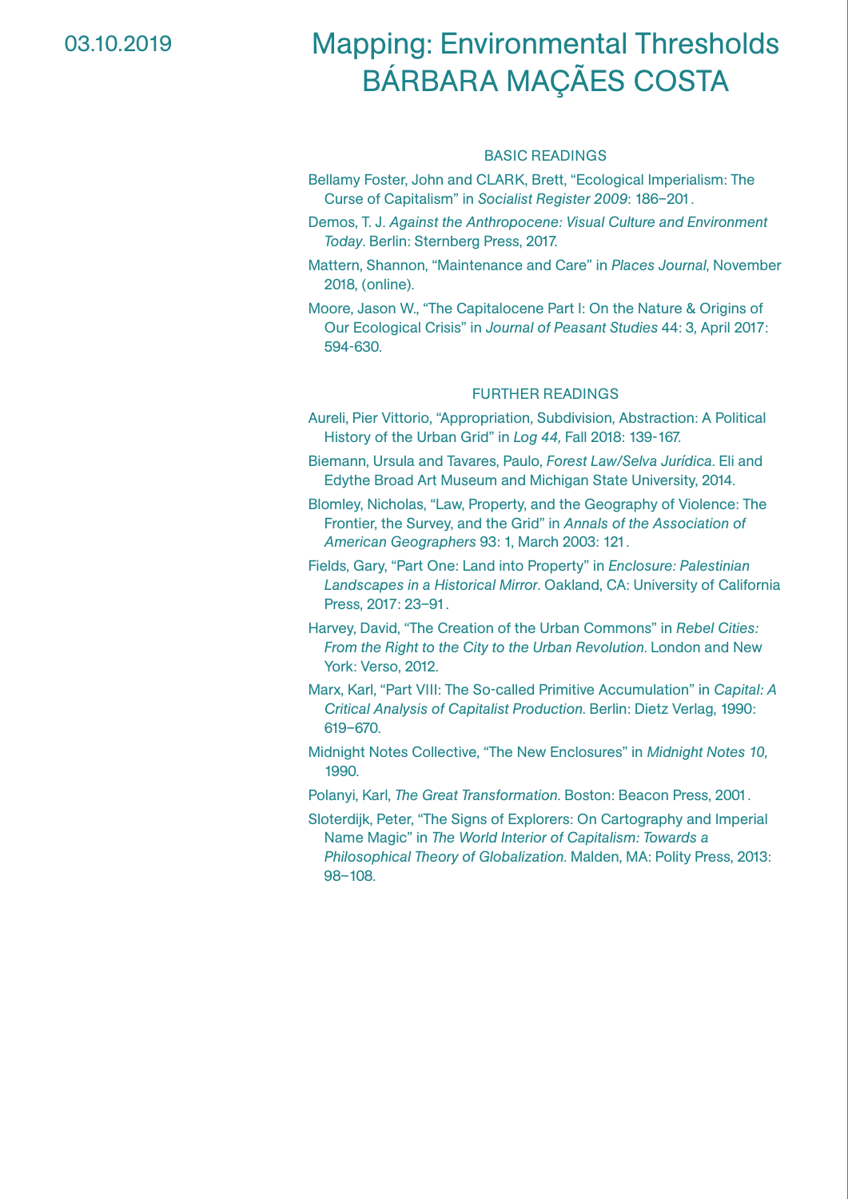03.10.2019

# Mapping: Environmental Thresholds
# BÁRBARA MAÇÃES COSTA

## BASIC READINGS

Bellamy Foster, John and CLARK, Brett, “Ecological Imperialism: The Curse of Capitalism” in *Socialist Register 2009*: 186–201.

Demos, T. J. *Against the Anthropocene: Visual Culture and Environment Today*. Berlin: Sternberg Press, 2017.

Mattern, Shannon, “Maintenance and Care” in *Places Journal*, November 2018, (online).

Moore, Jason W., “The Capitalocene Part I: On the Nature & Origins of Our Ecological Crisis” in *Journal of Peasant Studies* 44: 3, April 2017: 594-630.

## FURTHER READINGS

Aureli, Pier Vittorio, “Appropriation, Subdivision, Abstraction: A Political History of the Urban Grid” in *Log 44,* Fall 2018: 139-167.

Biemann, Ursula and Tavares, Paulo, *Forest Law/Selva Jurídica*. Eli and Edythe Broad Art Museum and Michigan State University, 2014.

Blomley, Nicholas, “Law, Property, and the Geography of Violence: The Frontier, the Survey, and the Grid” in *Annals of the Association of American Geographers* 93: 1, March 2003: 121.

Fields, Gary, “Part One: Land into Property” in *Enclosure: Palestinian Landscapes in a Historical Mirror*. Oakland, CA: University of California Press, 2017: 23–91.

Harvey, David, “The Creation of the Urban Commons” in *Rebel Cities: From the Right to the City to the Urban Revolution*. London and New York: Verso, 2012.

Marx, Karl, “Part VIII: The So-called Primitive Accumulation” in *Capital: A Critical Analysis of Capitalist Production*. Berlin: Dietz Verlag, 1990: 619–670.

Midnight Notes Collective, “The New Enclosures” in *Midnight Notes 10,* 1990.

Polanyi, Karl, *The Great Transformation*. Boston: Beacon Press, 2001.

Sloterdijk, Peter, “The Signs of Explorers: On Cartography and Imperial Name Magic” in *The World Interior of Capitalism: Towards a Philosophical Theory of Globalization*. Malden, MA: Polity Press, 2013: 98–108.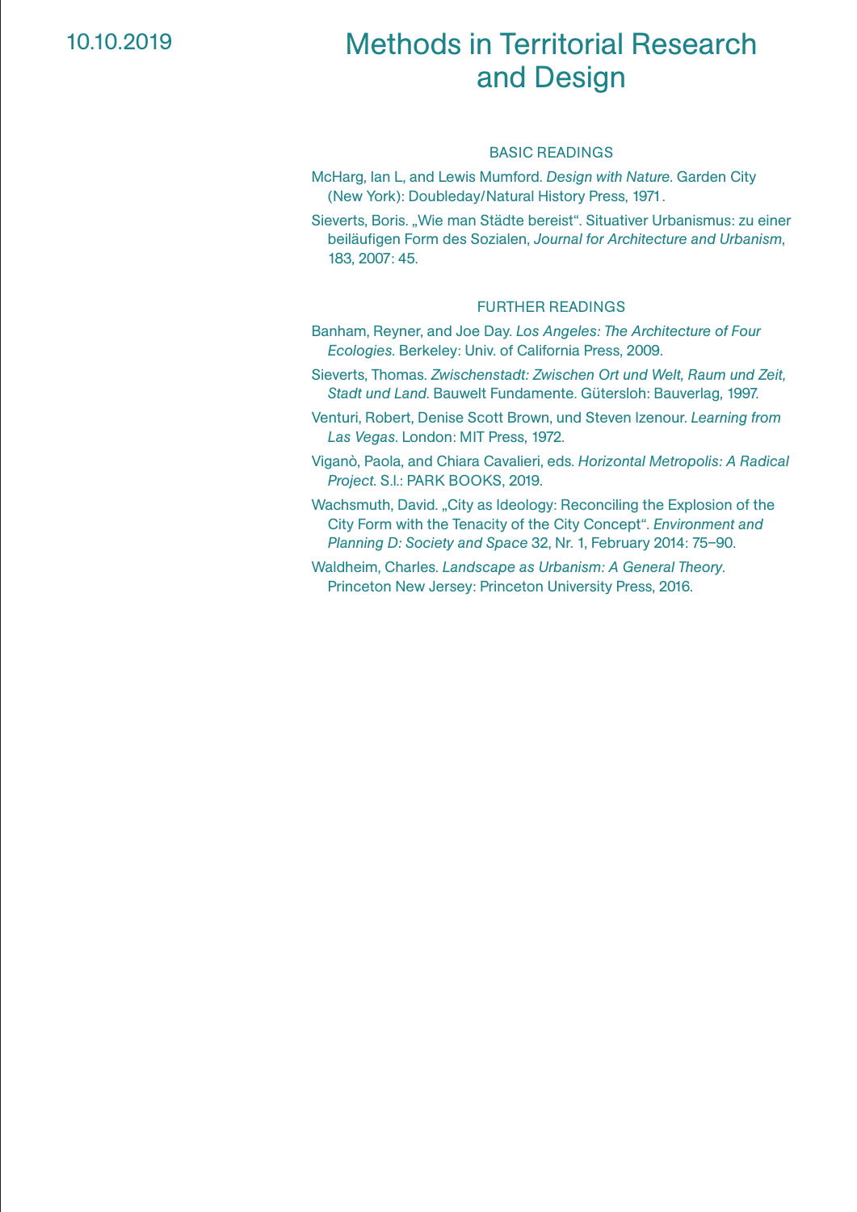10.10.2019

# Methods in Territorial Research and Design

## BASIC READINGS

McHarg, Ian L, and Lewis Mumford. *Design with Nature*. Garden City (New York): Doubleday/Natural History Press, 1971.

Sieverts, Boris. „Wie man Städte bereist". Situativer Urbanismus: zu einer beiläufigen Form des Sozialen, *Journal for Architecture and Urbanism*, 183, 2007: 45.

## FURTHER READINGS

Banham, Reyner, and Joe Day. *Los Angeles: The Architecture of Four Ecologies*. Berkeley: Univ. of California Press, 2009.

Sieverts, Thomas. *Zwischenstadt: Zwischen Ort und Welt, Raum und Zeit, Stadt und Land*. Bauwelt Fundamente. Gütersloh: Bauverlag, 1997.

Venturi, Robert, Denise Scott Brown, und Steven Izenour. *Learning from Las Vegas*. London: MIT Press, 1972.

Viganò, Paola, and Chiara Cavalieri, eds. *Horizontal Metropolis: A Radical Project*. S.l.: PARK BOOKS, 2019.

Wachsmuth, David. „City as Ideology: Reconciling the Explosion of the City Form with the Tenacity of the City Concept". *Environment and Planning D: Society and Space* 32, Nr. 1, February 2014: 75–90.

Waldheim, Charles. *Landscape as Urbanism: A General Theory*. Princeton New Jersey: Princeton University Press, 2016.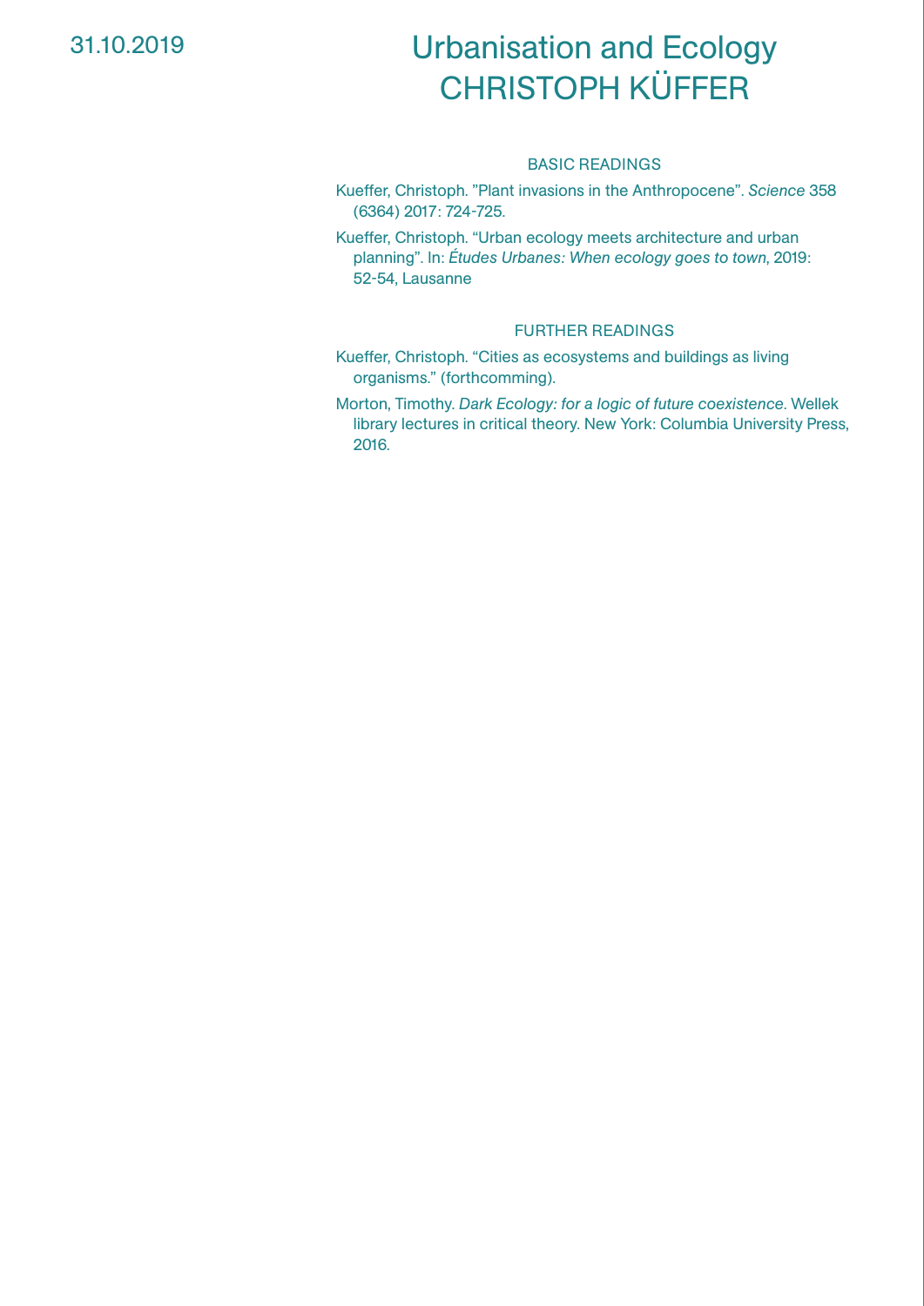31.10.2019

# Urbanisation and Ecology
# CHRISTOPH KÜFFER

## BASIC READINGS

Kueffer, Christoph. ”Plant invasions in the Anthropocene”. *Science* 358 (6364) 2017: 724-725.

Kueffer, Christoph. “Urban ecology meets architecture and urban planning”. In: *Études Urbanes: When ecology goes to town*, 2019: 52-54, Lausanne

## FURTHER READINGS

Kueffer, Christoph. “Cities as ecosystems and buildings as living organisms.” (forthcomming).

Morton, Timothy. *Dark Ecology: for a logic of future coexistence*. Wellek library lectures in critical theory. New York: Columbia University Press, 2016.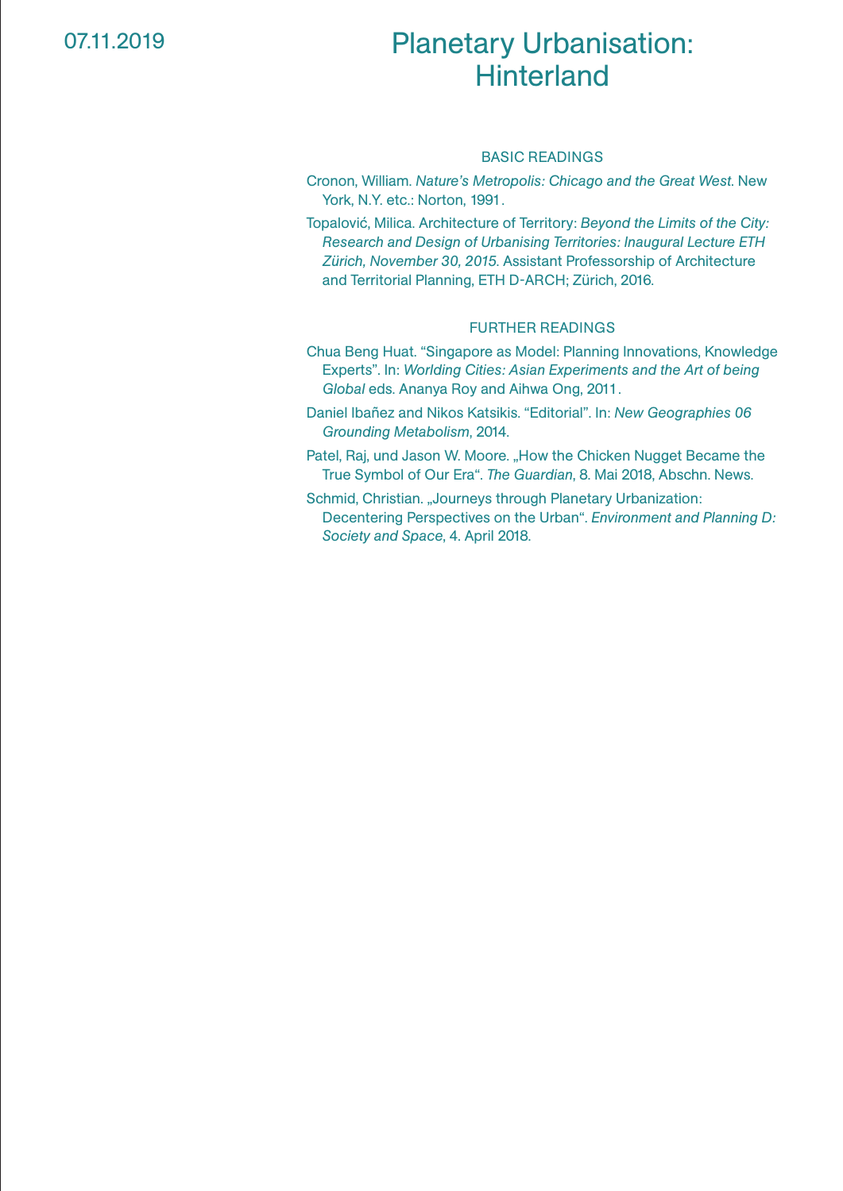07.11.2019

# Planetary Urbanisation: Hinterland

## BASIC READINGS

Cronon, William. *Nature's Metropolis: Chicago and the Great West.* New York, N.Y. etc.: Norton, 1991.

Topalović, Milica. Architecture of Territory: *Beyond the Limits of the City: Research and Design of Urbanising Territories: Inaugural Lecture ETH Zürich, November 30, 2015.* Assistant Professorship of Architecture and Territorial Planning, ETH D-ARCH; Zürich, 2016.

## FURTHER READINGS

Chua Beng Huat. "Singapore as Model: Planning Innovations, Knowledge Experts". In: *Worlding Cities: Asian Experiments and the Art of being Global* eds. Ananya Roy and Aihwa Ong, 2011.

Daniel Ibañez and Nikos Katsikis. "Editorial". In: *New Geographies 06 Grounding Metabolism*, 2014.

Patel, Raj, und Jason W. Moore. „How the Chicken Nugget Became the True Symbol of Our Era". *The Guardian*, 8. Mai 2018, Abschn. News.

Schmid, Christian. „Journeys through Planetary Urbanization: Decentering Perspectives on the Urban". *Environment and Planning D: Society and Space*, 4. April 2018.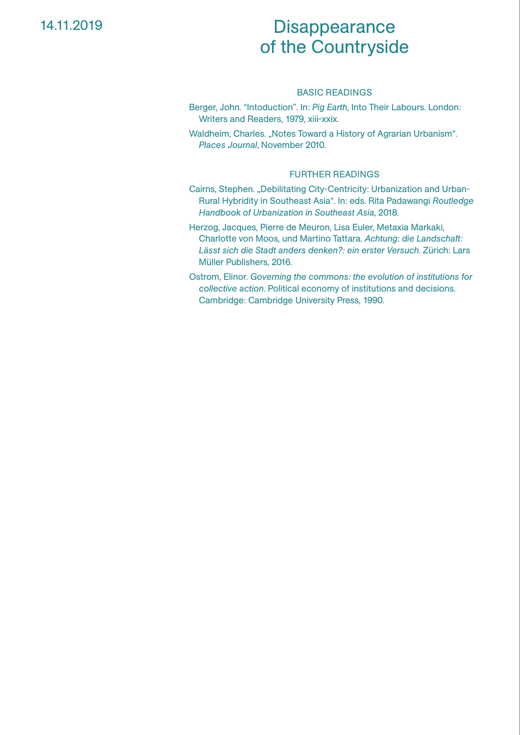14.11.2019

# Disappearance of the Countryside

## BASIC READINGS

Berger, John. “Intoduction”. In: *Pig Earth*, Into Their Labours. London: Writers and Readers, 1979, xiii-xxix.

Waldheim, Charles. „Notes Toward a History of Agrarian Urbanism“. *Places Journal*, November 2010.

## FURTHER READINGS

Cairns, Stephen. „Debilitating City-Centricity: Urbanization and Urban-Rural Hybridity in Southeast Asia“. In: eds. Rita Padawangi *Routledge Handbook of Urbanization in Southeast Asia*, 2018.

Herzog, Jacques, Pierre de Meuron, Lisa Euler, Metaxia Markaki, Charlotte von Moos, und Martino Tattara. *Achtung: die Landschaft: Lässt sich die Stadt anders denken?: ein erster Versuch*. Zürich: Lars Müller Publishers, 2016.

Ostrom, Elinor. *Governing the commons: the evolution of institutions for collective action*. Political economy of institutions and decisions. Cambridge: Cambridge University Press, 1990.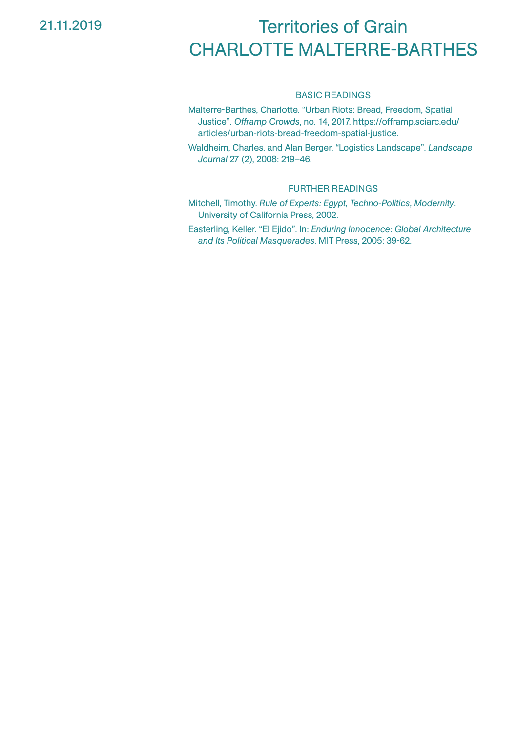21.11.2019

# Territories of Grain
# CHARLOTTE MALTERRE-BARTHES

## BASIC READINGS

Malterre-Barthes, Charlotte. "Urban Riots: Bread, Freedom, Spatial Justice". *Offramp Crowds*, no. 14, 2017. https://offramp.sciarc.edu/articles/urban-riots-bread-freedom-spatial-justice.

Waldheim, Charles, and Alan Berger. "Logistics Landscape". *Landscape Journal* 27 (2), 2008: 219–46.

## FURTHER READINGS

Mitchell, Timothy. *Rule of Experts: Egypt, Techno-Politics, Modernity*. University of California Press, 2002.

Easterling, Keller. "El Ejido". In: *Enduring Innocence: Global Architecture and Its Political Masquerades*. MIT Press, 2005: 39-62.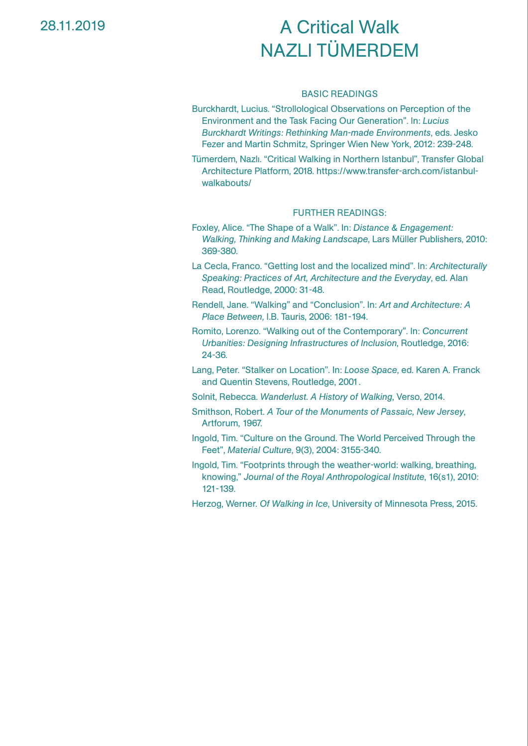28.11.2019

# A Critical Walk
# NAZLI TÜMERDEM

## BASIC READINGS

Burckhardt, Lucius. "Strollological Observations on Perception of the Environment and the Task Facing Our Generation". In: *Lucius Burckhardt Writings: Rethinking Man-made Environments*, eds. Jesko Fezer and Martin Schmitz, Springer Wien New York, 2012: 239-248.

Tümerdem, Nazlı. "Critical Walking in Northern Istanbul", Transfer Global Architecture Platform, 2018. https://www.transfer-arch.com/istanbul-walkabouts/

## FURTHER READINGS:

Foxley, Alice. "The Shape of a Walk". In: *Distance & Engagement: Walking, Thinking and Making Landscape*, Lars Müller Publishers, 2010: 369-380.

La Cecla, Franco. "Getting lost and the localized mind". In: *Architecturally Speaking: Practices of Art, Architecture and the Everyday*, ed. Alan Read, Routledge, 2000: 31-48.

Rendell, Jane. "Walking" and "Conclusion". In: *Art and Architecture: A Place Between,* I.B. Tauris, 2006: 181-194.

Romito, Lorenzo. "Walking out of the Contemporary". In: *Concurrent Urbanities: Designing Infrastructures of Inclusion*, Routledge, 2016: 24-36.

Lang, Peter. "Stalker on Location". In: *Loose Space*, ed. Karen A. Franck and Quentin Stevens, Routledge, 2001.

Solnit, Rebecca. *Wanderlust. A History of Walking*, Verso, 2014.

Smithson, Robert. *A Tour of the Monuments of Passaic, New Jersey*, Artforum, 1967.

Ingold, Tim. "Culture on the Ground. The World Perceived Through the Feet", *Material Culture*, 9(3), 2004: 3155-340.

Ingold, Tim. "Footprints through the weather-world: walking, breathing, knowing," *Journal of the Royal Anthropological Institute*, 16(s1), 2010: 121-139.

Herzog, Werner. *Of Walking in Ice*, University of Minnesota Press, 2015.